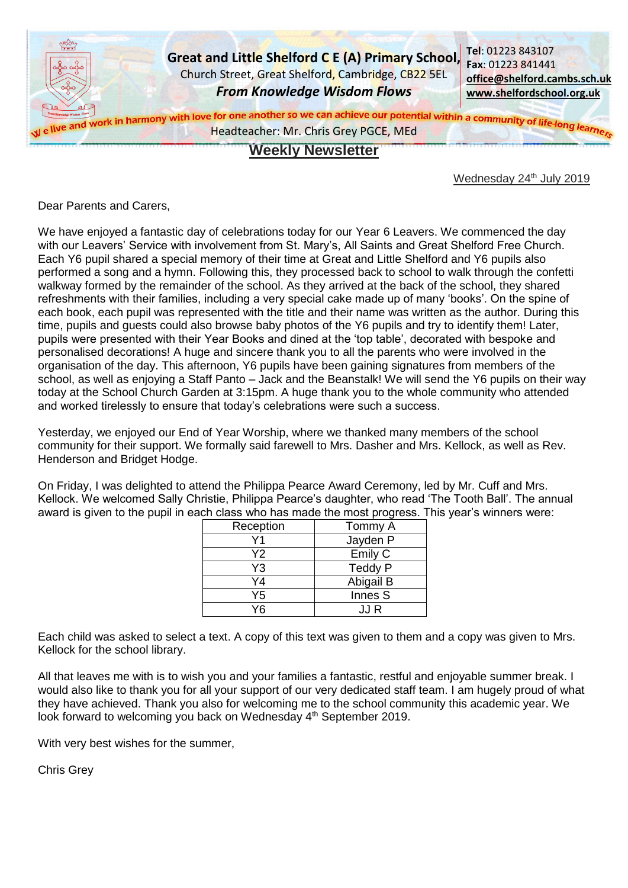**Great and Little Shelford C E (A) Primary School,**
Church Street, Great Shelford, Cambridge, CB22 5EL
***From Knowledge Wisdom Flows***

**Tel**: 01223 843107
**Fax**: 01223 841441
**office@shelford.cambs.sch.uk**
**www.shelfordschool.org.uk**

We live and work in harmony with love for one another so we can achieve our potential within a community of life-long learners

Headteacher: Mr. Chris Grey PGCE, MEd

# Weekly Newsletter

Wednesday 24th July 2019

Dear Parents and Carers,

We have enjoyed a fantastic day of celebrations today for our Year 6 Leavers. We commenced the day with our Leavers' Service with involvement from St. Mary's, All Saints and Great Shelford Free Church. Each Y6 pupil shared a special memory of their time at Great and Little Shelford and Y6 pupils also performed a song and a hymn. Following this, they processed back to school to walk through the confetti walkway formed by the remainder of the school. As they arrived at the back of the school, they shared refreshments with their families, including a very special cake made up of many 'books'. On the spine of each book, each pupil was represented with the title and their name was written as the author. During this time, pupils and guests could also browse baby photos of the Y6 pupils and try to identify them! Later, pupils were presented with their Year Books and dined at the 'top table', decorated with bespoke and personalised decorations! A huge and sincere thank you to all the parents who were involved in the organisation of the day. This afternoon, Y6 pupils have been gaining signatures from members of the school, as well as enjoying a Staff Panto – Jack and the Beanstalk! We will send the Y6 pupils on their way today at the School Church Garden at 3:15pm. A huge thank you to the whole community who attended and worked tirelessly to ensure that today's celebrations were such a success.

Yesterday, we enjoyed our End of Year Worship, where we thanked many members of the school community for their support. We formally said farewell to Mrs. Dasher and Mrs. Kellock, as well as Rev. Henderson and Bridget Hodge.

On Friday, I was delighted to attend the Philippa Pearce Award Ceremony, led by Mr. Cuff and Mrs. Kellock. We welcomed Sally Christie, Philippa Pearce's daughter, who read 'The Tooth Ball'. The annual award is given to the pupil in each class who has made the most progress. This year's winners were:

| Reception | Tommy A |
|---|---|
| Y1 | Jayden P |
| Y2 | Emily C |
| Y3 | Teddy P |
| Y4 | Abigail B |
| Y5 | Innes S |
| Y6 | JJ R |

Each child was asked to select a text. A copy of this text was given to them and a copy was given to Mrs. Kellock for the school library.

All that leaves me with is to wish you and your families a fantastic, restful and enjoyable summer break. I would also like to thank you for all your support of our very dedicated staff team. I am hugely proud of what they have achieved. Thank you also for welcoming me to the school community this academic year. We look forward to welcoming you back on Wednesday 4th September 2019.

With very best wishes for the summer,

Chris Grey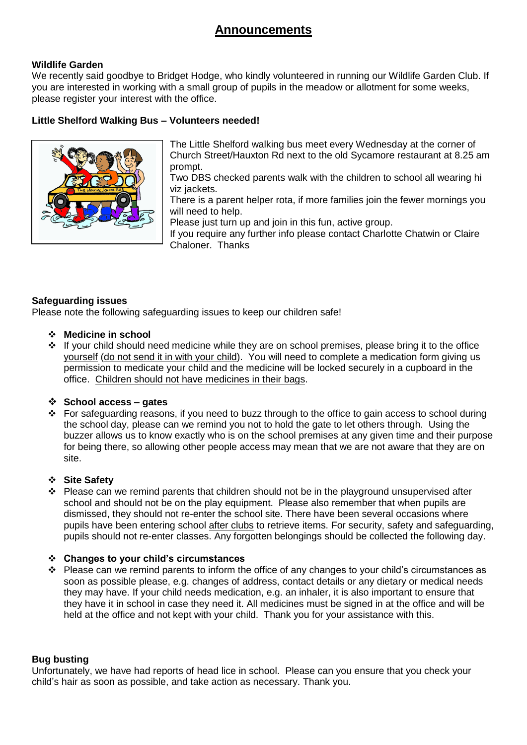# Announcements

**Wildlife Garden**

We recently said goodbye to Bridget Hodge, who kindly volunteered in running our Wildlife Garden Club. If you are interested in working with a small group of pupils in the meadow or allotment for some weeks, please register your interest with the office.

**Little Shelford Walking Bus – Volunteers needed!**

The Little Shelford walking bus meet every Wednesday at the corner of Church Street/Hauxton Rd next to the old Sycamore restaurant at 8.25 am prompt.

Two DBS checked parents walk with the children to school all wearing hi viz jackets.

There is a parent helper rota, if more families join the fewer mornings you will need to help.

Please just turn up and join in this fun, active group.

If you require any further info please contact Charlotte Chatwin or Claire Chaloner. Thanks

**Safeguarding issues**

Please note the following safeguarding issues to keep our children safe!

- **Medicine in school**
- If your child should need medicine while they are on school premises, please bring it to the office yourself (do not send it in with your child). You will need to complete a medication form giving us permission to medicate your child and the medicine will be locked securely in a cupboard in the office. Children should not have medicines in their bags.

- **School access – gates**
- For safeguarding reasons, if you need to buzz through to the office to gain access to school during the school day, please can we remind you not to hold the gate to let others through. Using the buzzer allows us to know exactly who is on the school premises at any given time and their purpose for being there, so allowing other people access may mean that we are not aware that they are on site.

- **Site Safety**
- Please can we remind parents that children should not be in the playground unsupervised after school and should not be on the play equipment. Please also remember that when pupils are dismissed, they should not re-enter the school site. There have been several occasions where pupils have been entering school after clubs to retrieve items. For security, safety and safeguarding, pupils should not re-enter classes. Any forgotten belongings should be collected the following day.

- **Changes to your child's circumstances**
- Please can we remind parents to inform the office of any changes to your child's circumstances as soon as possible please, e.g. changes of address, contact details or any dietary or medical needs they may have. If your child needs medication, e.g. an inhaler, it is also important to ensure that they have it in school in case they need it. All medicines must be signed in at the office and will be held at the office and not kept with your child. Thank you for your assistance with this.

**Bug busting**

Unfortunately, we have had reports of head lice in school. Please can you ensure that you check your child's hair as soon as possible, and take action as necessary. Thank you.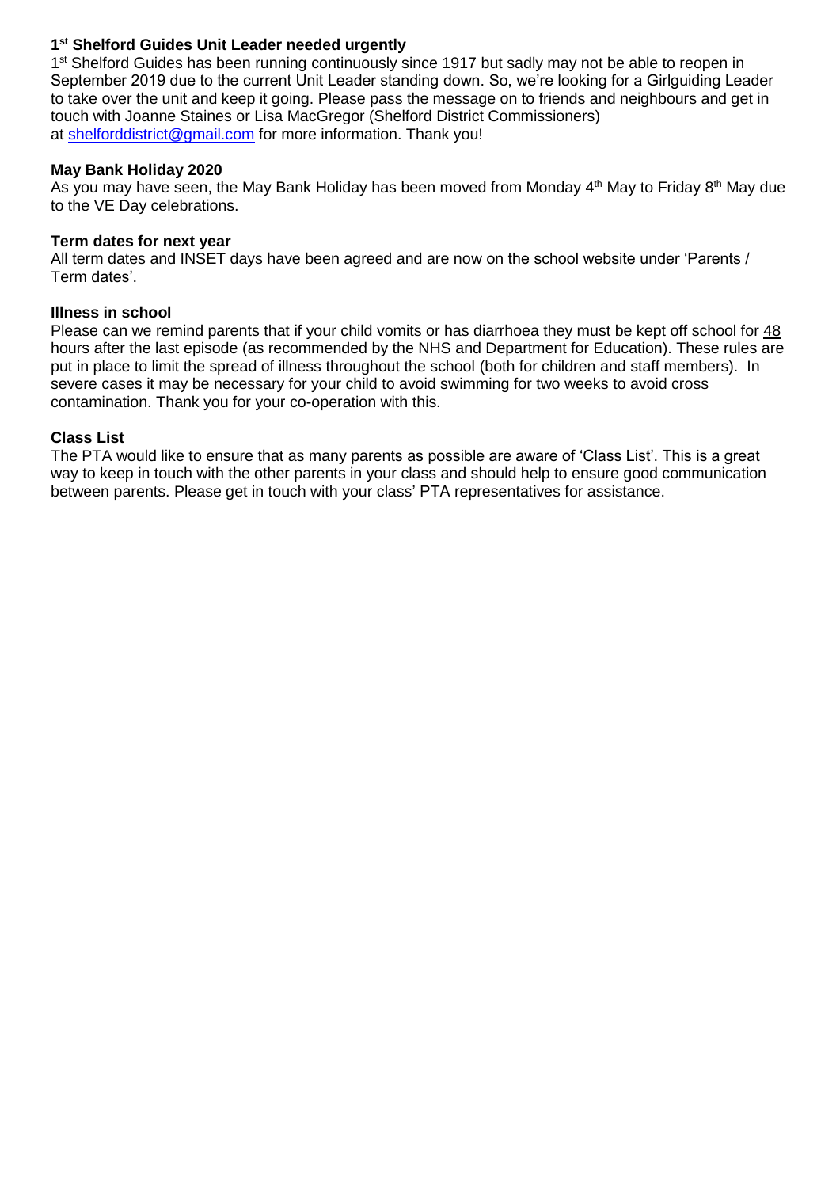**1st Shelford Guides Unit Leader needed urgently**

1st Shelford Guides has been running continuously since 1917 but sadly may not be able to reopen in September 2019 due to the current Unit Leader standing down. So, we're looking for a Girlguiding Leader to take over the unit and keep it going. Please pass the message on to friends and neighbours and get in touch with Joanne Staines or Lisa MacGregor (Shelford District Commissioners) at shelforddistrict@gmail.com for more information. Thank you!

**May Bank Holiday 2020**

As you may have seen, the May Bank Holiday has been moved from Monday 4th May to Friday 8th May due to the VE Day celebrations.

**Term dates for next year**

All term dates and INSET days have been agreed and are now on the school website under 'Parents / Term dates'.

**Illness in school**

Please can we remind parents that if your child vomits or has diarrhoea they must be kept off school for 48 hours after the last episode (as recommended by the NHS and Department for Education). These rules are put in place to limit the spread of illness throughout the school (both for children and staff members). In severe cases it may be necessary for your child to avoid swimming for two weeks to avoid cross contamination. Thank you for your co-operation with this.

**Class List**

The PTA would like to ensure that as many parents as possible are aware of 'Class List'. This is a great way to keep in touch with the other parents in your class and should help to ensure good communication between parents. Please get in touch with your class' PTA representatives for assistance.